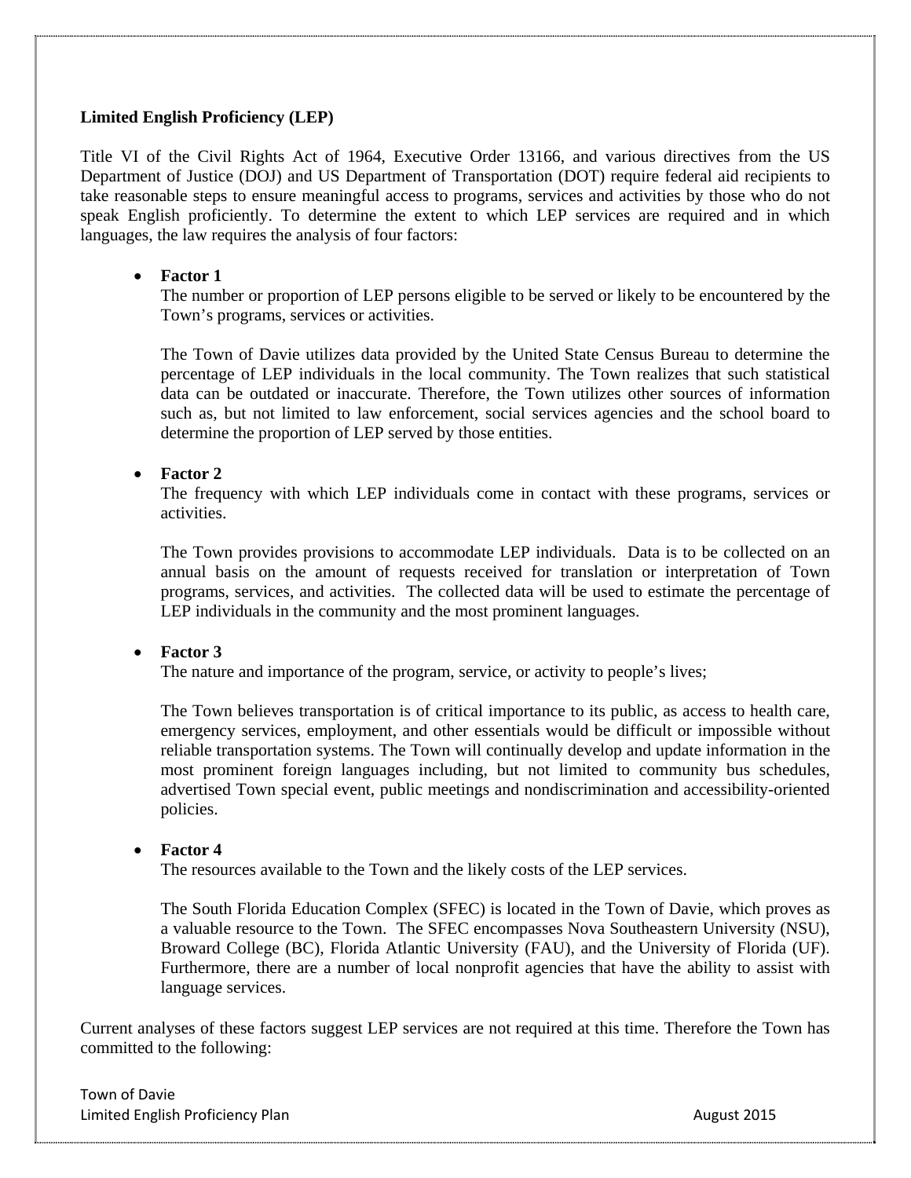**Limited English Proficiency (LEP)**

Title VI of the Civil Rights Act of 1964, Executive Order 13166, and various directives from the US Department of Justice (DOJ) and US Department of Transportation (DOT) require federal aid recipients to take reasonable steps to ensure meaningful access to programs, services and activities by those who do not speak English proficiently. To determine the extent to which LEP services are required and in which languages, the law requires the analysis of four factors:

- **Factor 1**

  The number or proportion of LEP persons eligible to be served or likely to be encountered by the Town's programs, services or activities.

  The Town of Davie utilizes data provided by the United State Census Bureau to determine the percentage of LEP individuals in the local community. The Town realizes that such statistical data can be outdated or inaccurate. Therefore, the Town utilizes other sources of information such as, but not limited to law enforcement, social services agencies and the school board to determine the proportion of LEP served by those entities.

- **Factor 2**

  The frequency with which LEP individuals come in contact with these programs, services or activities.

  The Town provides provisions to accommodate LEP individuals. Data is to be collected on an annual basis on the amount of requests received for translation or interpretation of Town programs, services, and activities. The collected data will be used to estimate the percentage of LEP individuals in the community and the most prominent languages.

- **Factor 3**

  The nature and importance of the program, service, or activity to people's lives;

  The Town believes transportation is of critical importance to its public, as access to health care, emergency services, employment, and other essentials would be difficult or impossible without reliable transportation systems. The Town will continually develop and update information in the most prominent foreign languages including, but not limited to community bus schedules, advertised Town special event, public meetings and nondiscrimination and accessibility-oriented policies.

- **Factor 4**

  The resources available to the Town and the likely costs of the LEP services.

  The South Florida Education Complex (SFEC) is located in the Town of Davie, which proves as a valuable resource to the Town. The SFEC encompasses Nova Southeastern University (NSU), Broward College (BC), Florida Atlantic University (FAU), and the University of Florida (UF). Furthermore, there are a number of local nonprofit agencies that have the ability to assist with language services.

Current analyses of these factors suggest LEP services are not required at this time. Therefore the Town has committed to the following: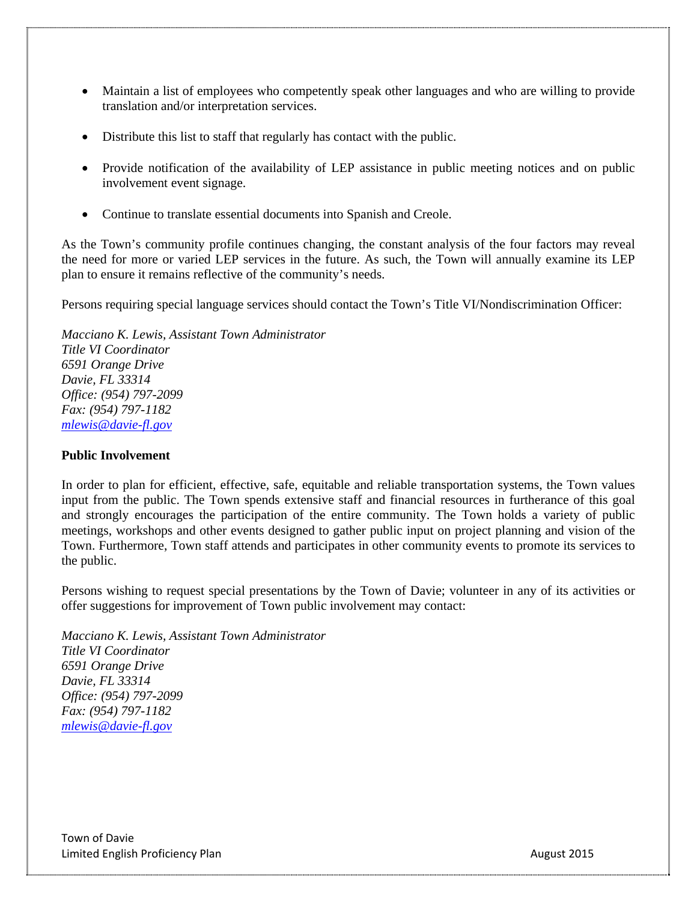- Maintain a list of employees who competently speak other languages and who are willing to provide translation and/or interpretation services.
- Distribute this list to staff that regularly has contact with the public.
- Provide notification of the availability of LEP assistance in public meeting notices and on public involvement event signage.
- Continue to translate essential documents into Spanish and Creole.

As the Town's community profile continues changing, the constant analysis of the four factors may reveal the need for more or varied LEP services in the future. As such, the Town will annually examine its LEP plan to ensure it remains reflective of the community's needs.

Persons requiring special language services should contact the Town's Title VI/Nondiscrimination Officer:

*Macciano K. Lewis, Assistant Town Administrator*
*Title VI Coordinator*
*6591 Orange Drive*
*Davie, FL 33314*
*Office: (954) 797-2099*
*Fax: (954) 797-1182*
*mlewis@davie-fl.gov*

**Public Involvement**

In order to plan for efficient, effective, safe, equitable and reliable transportation systems, the Town values input from the public. The Town spends extensive staff and financial resources in furtherance of this goal and strongly encourages the participation of the entire community. The Town holds a variety of public meetings, workshops and other events designed to gather public input on project planning and vision of the Town. Furthermore, Town staff attends and participates in other community events to promote its services to the public.

Persons wishing to request special presentations by the Town of Davie; volunteer in any of its activities or offer suggestions for improvement of Town public involvement may contact:

*Macciano K. Lewis, Assistant Town Administrator*
*Title VI Coordinator*
*6591 Orange Drive*
*Davie, FL 33314*
*Office: (954) 797-2099*
*Fax: (954) 797-1182*
*mlewis@davie-fl.gov*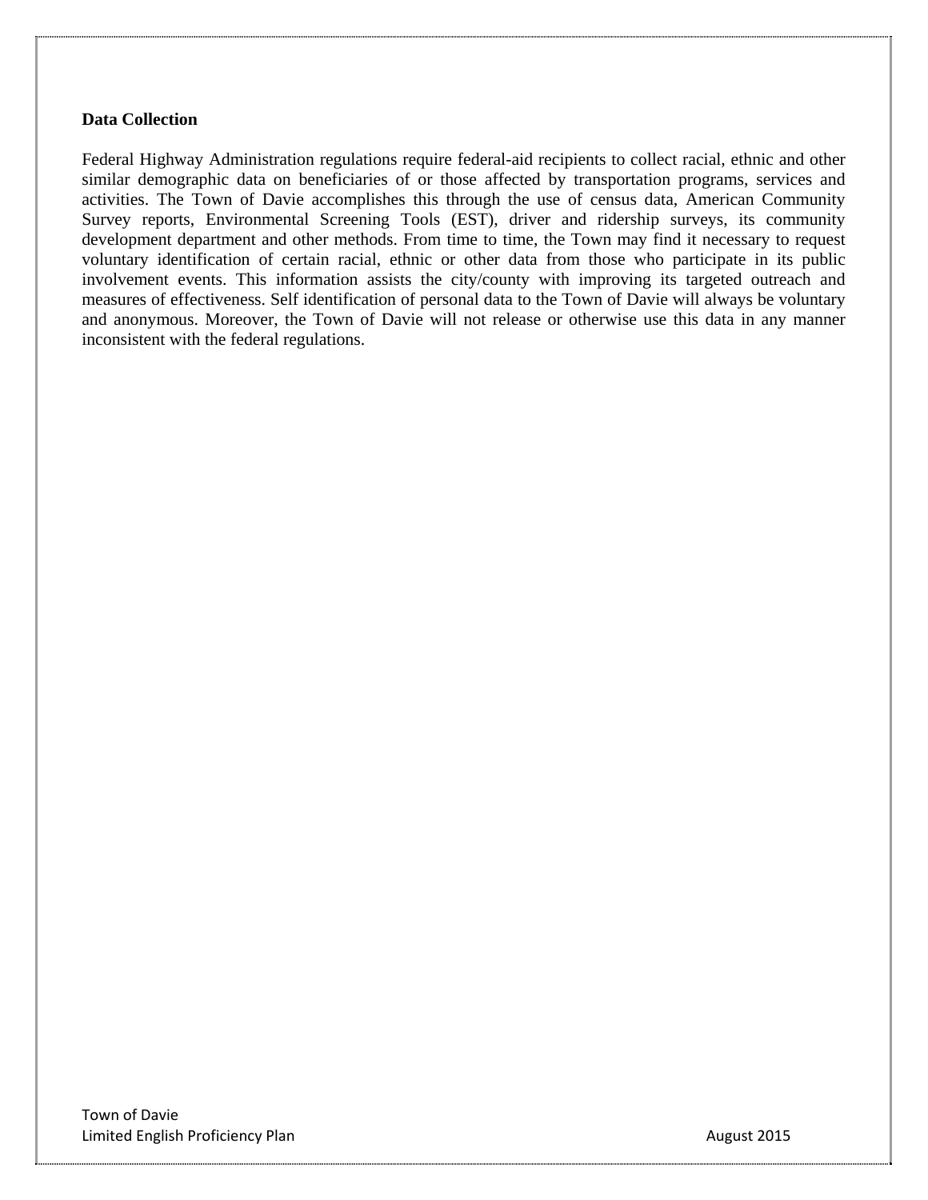**Data Collection**

Federal Highway Administration regulations require federal-aid recipients to collect racial, ethnic and other similar demographic data on beneficiaries of or those affected by transportation programs, services and activities. The Town of Davie accomplishes this through the use of census data, American Community Survey reports, Environmental Screening Tools (EST), driver and ridership surveys, its community development department and other methods. From time to time, the Town may find it necessary to request voluntary identification of certain racial, ethnic or other data from those who participate in its public involvement events. This information assists the city/county with improving its targeted outreach and measures of effectiveness. Self identification of personal data to the Town of Davie will always be voluntary and anonymous. Moreover, the Town of Davie will not release or otherwise use this data in any manner inconsistent with the federal regulations.